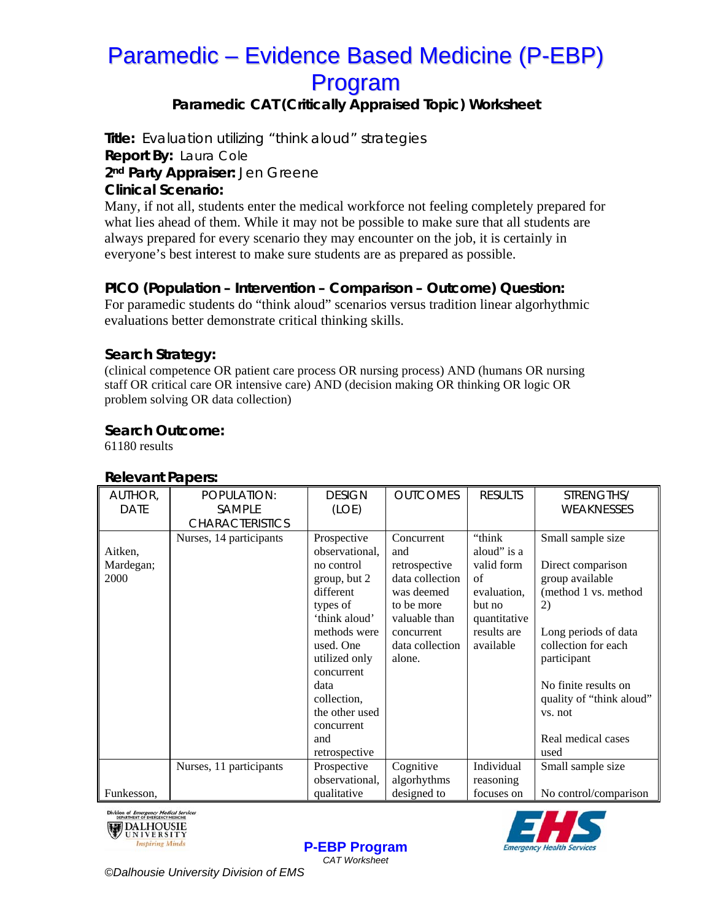# Paramedic – Evidence Based Medicine (P-EBP) Program

### Paramedic CAT (Critically Appraised Topic) Worksheet

**Title:** Evaluation utilizing "think aloud" strategies
**Report By:** Laura Cole
**2nd Party Appraiser:** Jen Greene
**Clinical Scenario:**

Many, if not all, students enter the medical workforce not feeling completely prepared for what lies ahead of them. While it may not be possible to make sure that all students are always prepared for every scenario they may encounter on the job, it is certainly in everyone's best interest to make sure students are as prepared as possible.

**PICO (Population – Intervention – Comparison – Outcome) Question:**

For paramedic students do "think aloud" scenarios versus tradition linear algorhythmic evaluations better demonstrate critical thinking skills.

**Search Strategy:**

(clinical competence OR patient care process OR nursing process) AND (humans OR nursing staff OR critical care OR intensive care) AND (decision making OR thinking OR logic OR problem solving OR data collection)

**Search Outcome:**

61180 results

**Relevant Papers:**

| AUTHOR, DATE | POPULATION: SAMPLE CHARACTERISTICS | DESIGN (LOE) | OUTCOMES | RESULTS | STRENGTHS/ WEAKNESSES |
|---|---|---|---|---|---|
| Aitken, Mardegan; 2000 | Nurses, 14 participants | Prospective observational, no control group, but 2 different types of 'think aloud' methods were used. One utilized only concurrent data collection, the other used concurrent and retrospective | Concurrent and retrospective data collection was deemed to be more valuable than concurrent data collection alone. | "think aloud" is a valid form of evaluation, but no quantitative results are available | Small sample size<br><br>Direct comparison group available (method 1 vs. method 2)<br><br>Long periods of data collection for each participant<br><br>No finite results on quality of "think aloud" vs. not<br><br>Real medical cases used |
| Funkesson, | Nurses, 11 participants | Prospective observational, qualitative | Cognitive algorhythms designed to | Individual reasoning focuses on | Small sample size<br><br>No control/comparison |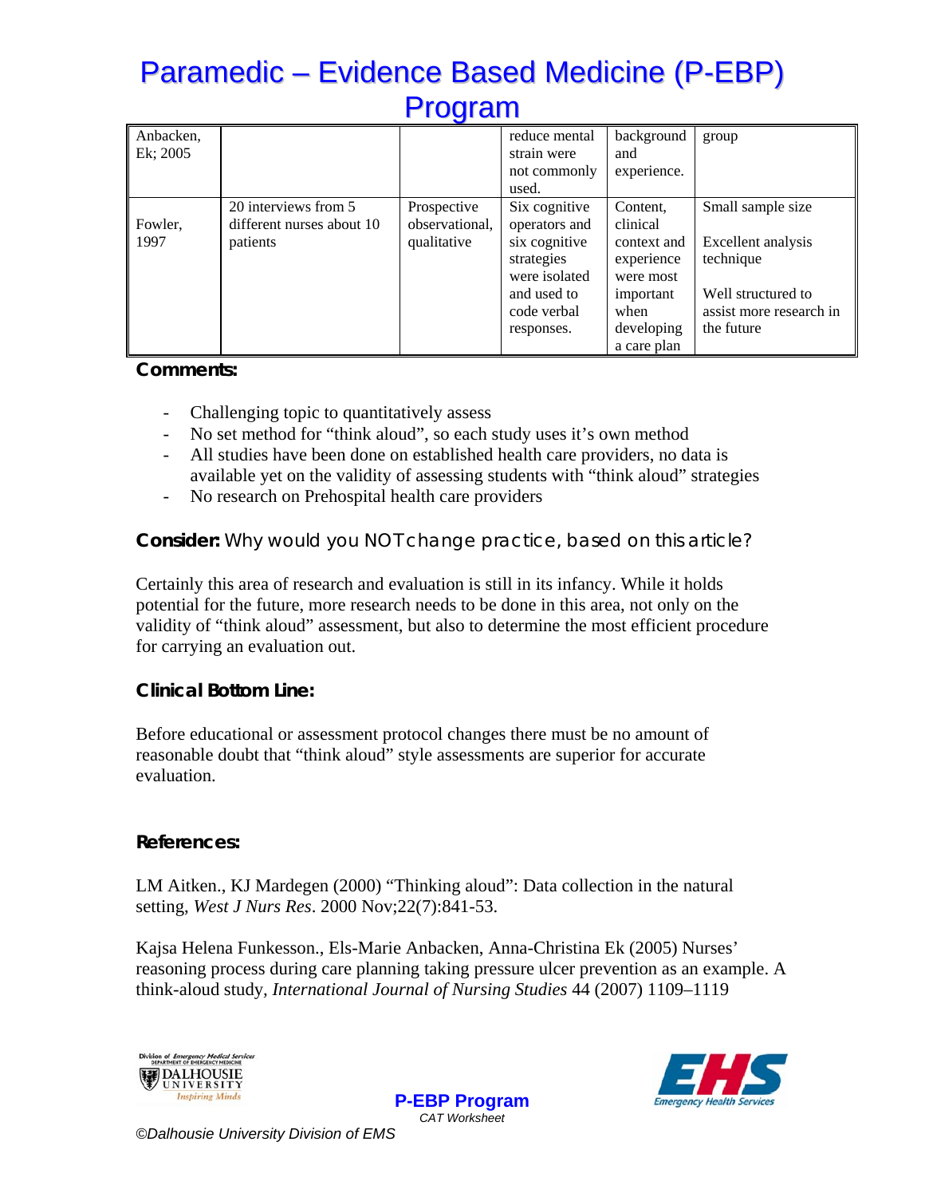| | | | | | |
|---|---|---|---|---|---|
| Anbacken, Ek; 2005 | | | reduce mental strain were not commonly used. | background and experience. | group |
| Fowler, 1997 | 20 interviews from 5 different nurses about 10 patients | Prospective observational, qualitative | Six cognitive operators and six cognitive strategies were isolated and used to code verbal responses. | Content, clinical context and experience were most important when developing a care plan | Small sample size<br><br>Excellent analysis technique<br><br>Well structured to assist more research in the future |

**Comments:**

- Challenging topic to quantitatively assess
- No set method for "think aloud", so each study uses it's own method
- All studies have been done on established health care providers, no data is available yet on the validity of assessing students with "think aloud" strategies
- No research on Prehospital health care providers

**Consider:** Why would you NOT change practice, based on this article?

Certainly this area of research and evaluation is still in its infancy. While it holds potential for the future, more research needs to be done in this area, not only on the validity of "think aloud" assessment, but also to determine the most efficient procedure for carrying an evaluation out.

**Clinical Bottom Line:**

Before educational or assessment protocol changes there must be no amount of reasonable doubt that "think aloud" style assessments are superior for accurate evaluation.

**References:**

LM Aitken., KJ Mardegen (2000) "Thinking aloud": Data collection in the natural setting, *West J Nurs Res*. 2000 Nov;22(7):841-53.

Kajsa Helena Funkesson., Els-Marie Anbacken, Anna-Christina Ek (2005) Nurses' reasoning process during care planning taking pressure ulcer prevention as an example. A think-aloud study, *International Journal of Nursing Studies* 44 (2007) 1109–1119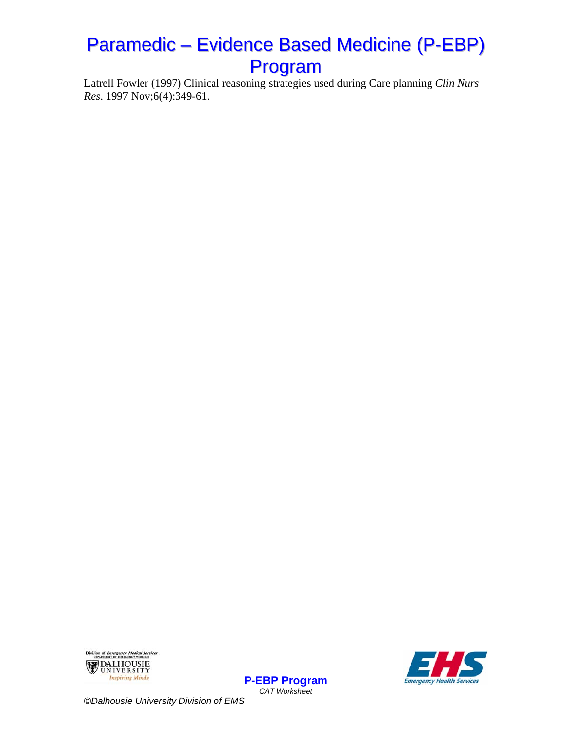# Paramedic – Evidence Based Medicine (P-EBP) Program

Latrell Fowler (1997) Clinical reasoning strategies used during Care planning *Clin Nurs Res*. 1997 Nov;6(4):349-61.